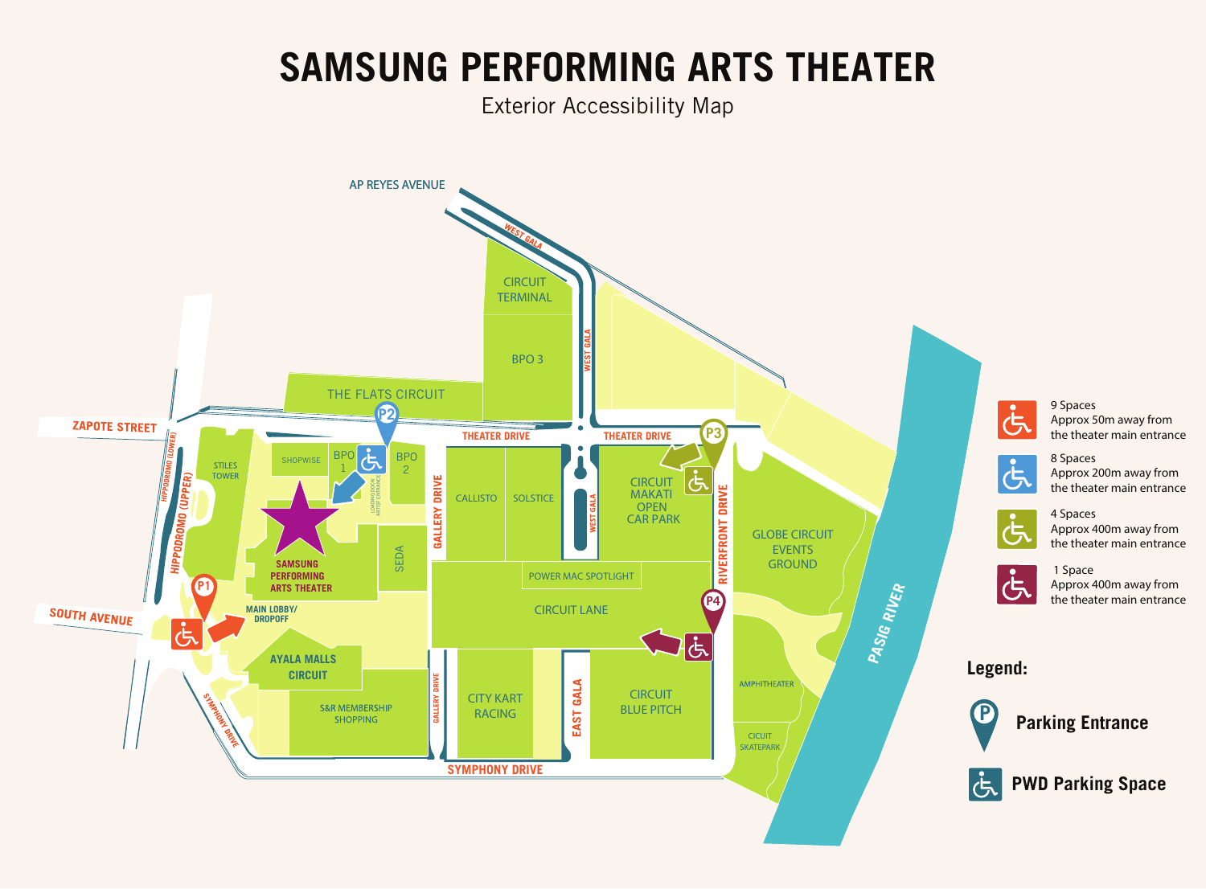# SAMSUNG PERFORMING ARTS THEATER

Exterior Accessibility Map

AP REYES AVENUE

WEST GALA

CIRCUIT TERMINAL

BPO 3

WEST GALA

THE FLATS CIRCUIT

ZAPOTE STREET

P2

THEATER DRIVE

THEATER DRIVE

P3

HIPPODROMO (LOWER)

HIPPODROMO (UPPER)

STILES TOWER

SHOPWISE

BPO 1

BPO 2

LOADING DOCK ARTIST ENTRANCE

GALLERY DRIVE

CALLISTO

SOLSTICE

WEST GALA

CIRCUIT MAKATI OPEN CAR PARK

RIVERFRONT DRIVE

GLOBE CIRCUIT EVENTS GROUND

SAMSUNG PERFORMING ARTS THEATER

SEDA

POWER MAC SPOTLIGHT

P1

CIRCUIT LANE

P4

SOUTH AVENUE

MAIN LOBBY/ DROPOFF

AYALA MALLS CIRCUIT

S&R MEMBERSHIP SHOPPING

GALLERY DRIVE

CITY KART RACING

EAST GALA

CIRCUIT BLUE PITCH

AMPHITHEATER

CIRCUIT SKATEPARK

SYMPHONY DRIVE

SYMPHONY DRIVE

PASIG RIVER

- 9 Spaces — Approx 50m away from the theater main entrance
- 8 Spaces — Approx 200m away from the theater main entrance
- 4 Spaces — Approx 400m away from the theater main entrance
- 1 Space — Approx 400m away from the theater main entrance

**Legend:**

- Parking Entrance
- PWD Parking Space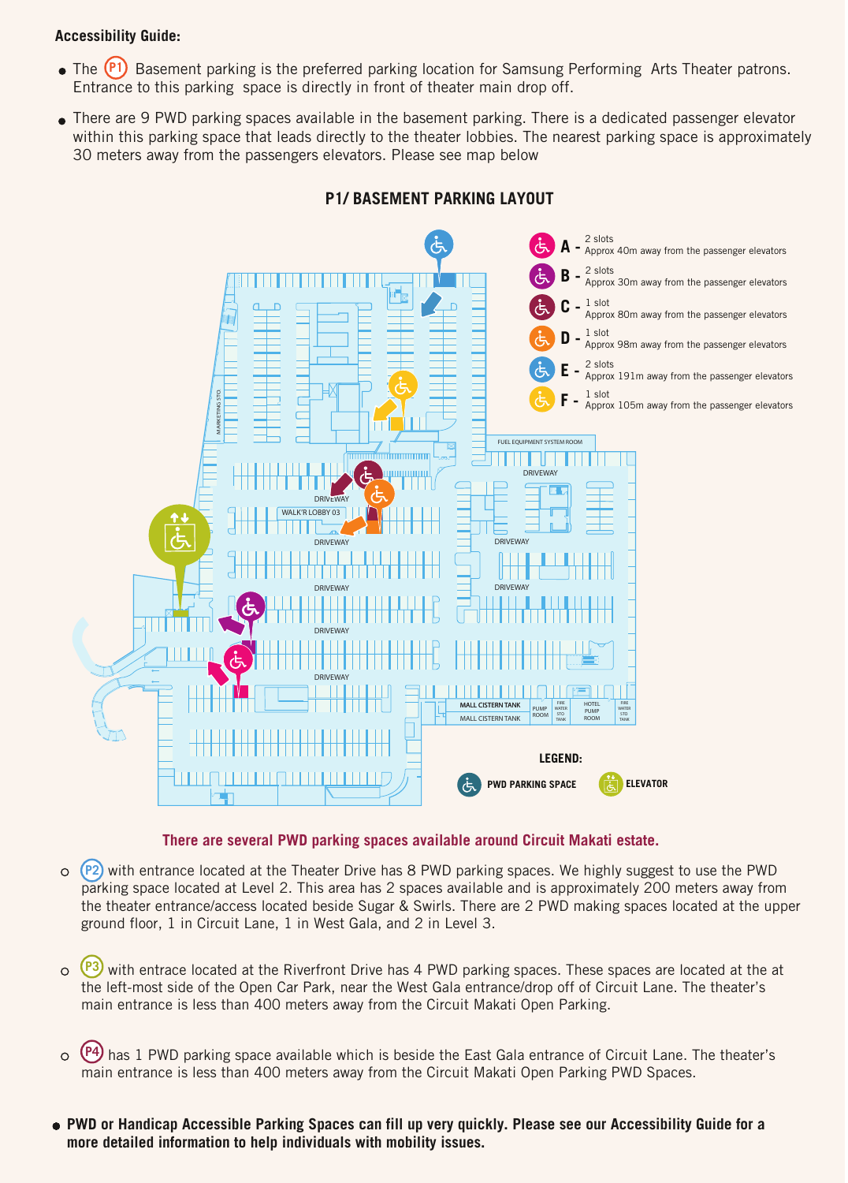**Accessibility Guide:**

- The (P1) Basement parking is the preferred parking location for Samsung Performing Arts Theater patrons. Entrance to this parking space is directly in front of theater main drop off.
- There are 9 PWD parking spaces available in the basement parking. There is a dedicated passenger elevator within this parking space that leads directly to the theater lobbies. The nearest parking space is approximately 30 meters away from the passengers elevators. Please see map below

## P1/ BASEMENT PARKING LAYOUT

A - 2 slots
Approx 40m away from the passenger elevators

B - 2 slots
Approx 30m away from the passenger elevators

C - 1 slot
Approx 80m away from the passenger elevators

D - 1 slot
Approx 98m away from the passenger elevators

E - 2 slots
Approx 191m away from the passenger elevators

F - 1 slot
Approx 105m away from the passenger elevators

MARKETING STO.
FUEL EQUIPMENT SYSTEM ROOM
DRIVEWAY
WALK'R LOBBY 03
MALL CISTERN TANK
MALL CISTERN TANK
PUMP ROOM
FIRE WATER STO TANK
HOTEL PUMP ROOM
FIRE WATER STO TANK

LEGEND:
PWD PARKING SPACE
ELEVATOR

**There are several PWD parking spaces available around Circuit Makati estate.**

- (P2) with entrance located at the Theater Drive has 8 PWD parking spaces. We highly suggest to use the PWD parking space located at Level 2. This area has 2 spaces available and is approximately 200 meters away from the theater entrance/access located beside Sugar & Swirls. There are 2 PWD making spaces located at the upper ground floor, 1 in Circuit Lane, 1 in West Gala, and 2 in Level 3.
- (P3) with entrace located at the Riverfront Drive has 4 PWD parking spaces. These spaces are located at the at the left-most side of the Open Car Park, near the West Gala entrance/drop off of Circuit Lane. The theater's main entrance is less than 400 meters away from the Circuit Makati Open Parking.
- (P4) has 1 PWD parking space available which is beside the East Gala entrance of Circuit Lane. The theater's main entrance is less than 400 meters away from the Circuit Makati Open Parking PWD Spaces.

- **PWD or Handicap Accessible Parking Spaces can fill up very quickly. Please see our Accessibility Guide for a more detailed information to help individuals with mobility issues.**